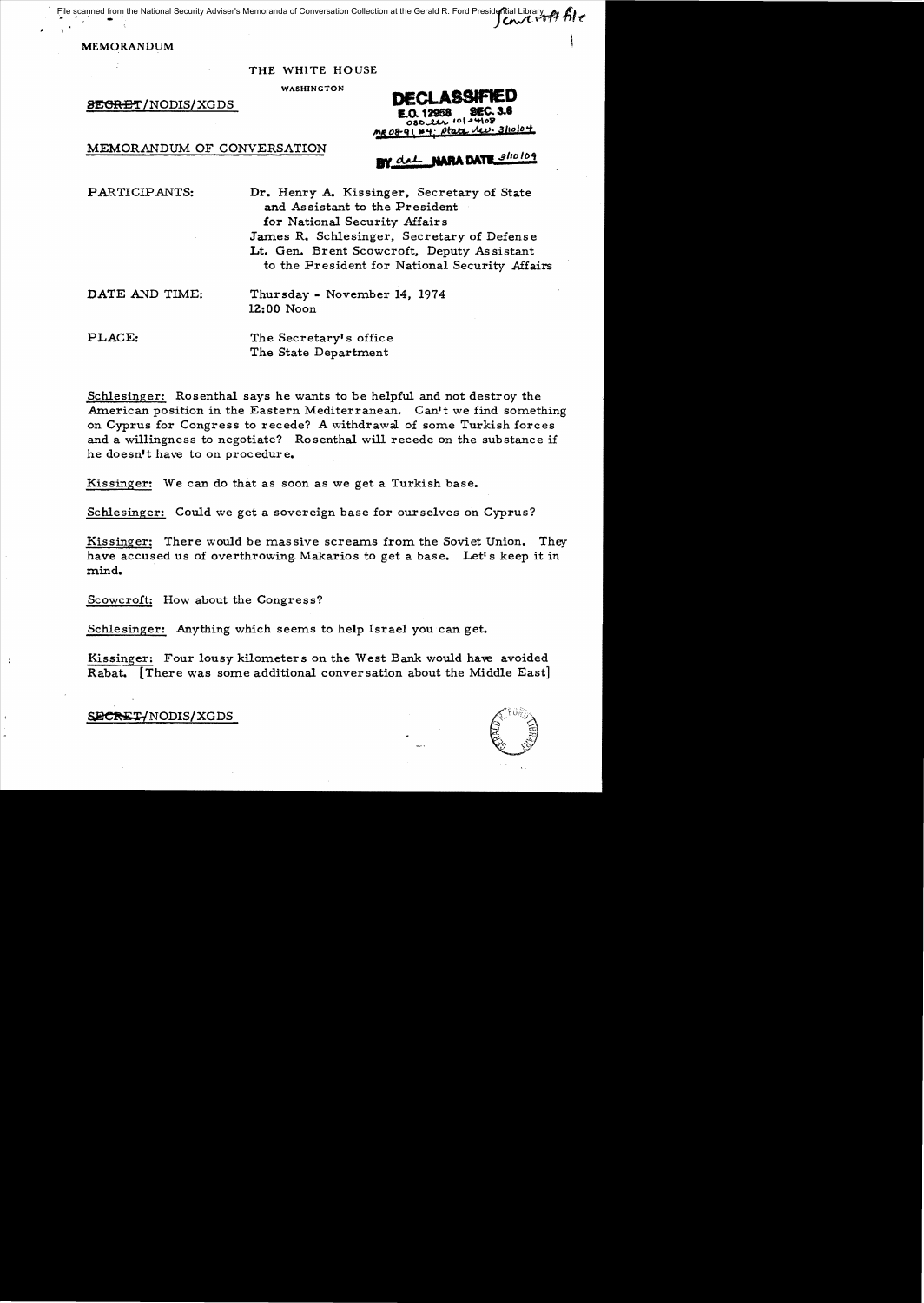File scanned from the National Security Adviser's Memoranda of Conversation Collection at the Gerald R. Ford Presidential Library

MEMORANDUM

THE WHITE HOUSE

WASHINGTON

~~SECRET~~/NODIS/XGDS

**DECLASSIFIED**
E.O. 12958 SEC. 3.6
OSD ltr 10/24/08
MR 08-91 #4; State ltr. 3/10/04

BY dal NARA DATE 3/10/09

MEMORANDUM OF CONVERSATION

PARTICIPANTS: Dr. Henry A. Kissinger, Secretary of State and Assistant to the President for National Security Affairs
James R. Schlesinger, Secretary of Defense
Lt. Gen. Brent Scowcroft, Deputy Assistant to the President for National Security Affairs

DATE AND TIME: Thursday - November 14, 1974
12:00 Noon

PLACE: The Secretary's office
The State Department

Schlesinger: Rosenthal says he wants to be helpful and not destroy the American position in the Eastern Mediterranean. Can't we find something on Cyprus for Congress to recede? A withdrawal of some Turkish forces and a willingness to negotiate? Rosenthal will recede on the substance if he doesn't have to on procedure.

Kissinger: We can do that as soon as we get a Turkish base.

Schlesinger: Could we get a sovereign base for ourselves on Cyprus?

Kissinger: There would be massive screams from the Soviet Union. They have accused us of overthrowing Makarios to get a base. Let's keep it in mind.

Scowcroft: How about the Congress?

Schlesinger: Anything which seems to help Israel you can get.

Kissinger: Four lousy kilometers on the West Bank would have avoided Rabat. [There was some additional conversation about the Middle East]

~~SECRET~~/NODIS/XGDS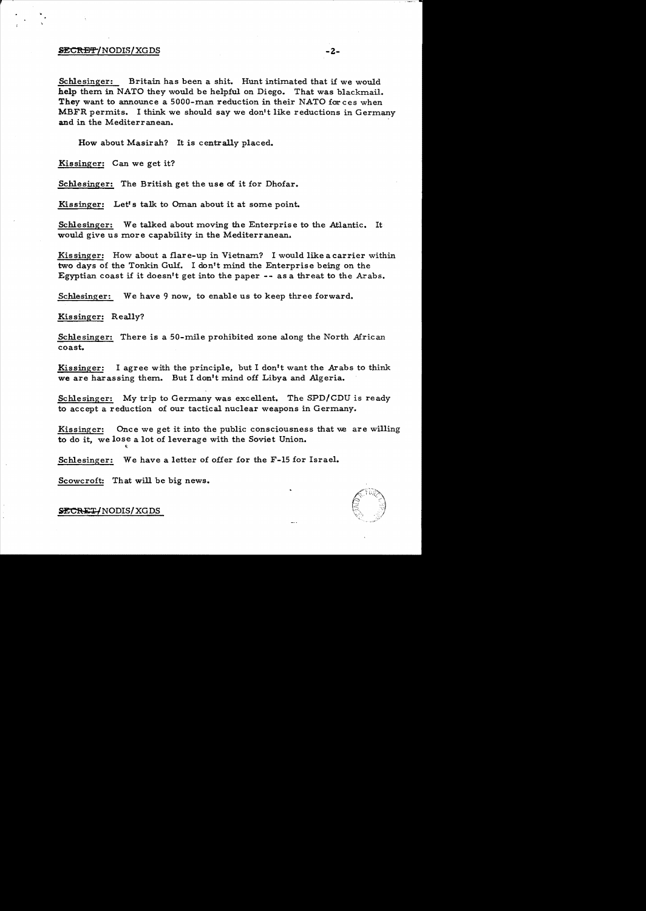SECRET/NODIS/XGDS

**Schlesinger:** Britain has been a shit. Hunt intimated that if we would help them in NATO they would be helpful on Diego. That was blackmail. They want to announce a 5000-man reduction in their NATO forces when MBFR permits. I think we should say we don't like reductions in Germany and in the Mediterranean.

How about Masirah? It is centrally placed.

**Kissinger:** Can we get it?

**Schlesinger:** The British get the use of it for Dhofar.

**Kissinger:** Let's talk to Oman about it at some point.

**Schlesinger:** We talked about moving the Enterprise to the Atlantic. It would give us more capability in the Mediterranean.

**Kissinger:** How about a flare-up in Vietnam? I would like a carrier within two days of the Tonkin Gulf. I don't mind the Enterprise being on the Egyptian coast if it doesn't get into the paper -- as a threat to the Arabs.

**Schlesinger:** We have 9 now, to enable us to keep three forward.

**Kissinger:** Really?

**Schlesinger:** There is a 50-mile prohibited zone along the North African coast.

**Kissinger:** I agree with the principle, but I don't want the Arabs to think we are harassing them. But I don't mind off Libya and Algeria.

**Schlesinger:** My trip to Germany was excellent. The SPD/CDU is ready to accept a reduction of our tactical nuclear weapons in Germany.

**Kissinger:** Once we get it into the public consciousness that we are willing to do it, we lose a lot of leverage with the Soviet Union.

**Schlesinger:** We have a letter of offer for the F-15 for Israel.

**Scowcroft:** That will be big news.

SECRET/NODIS/XGDS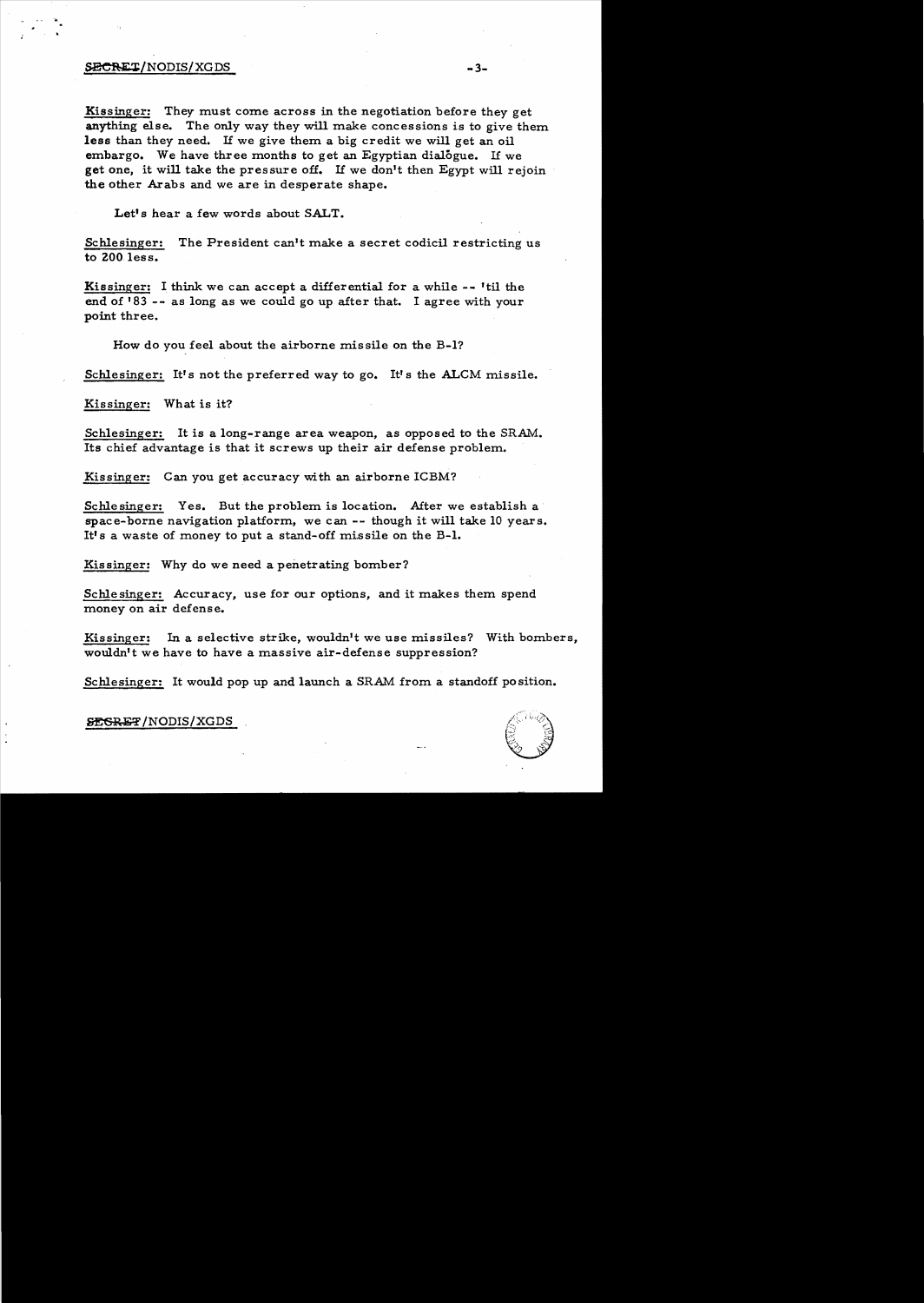**Kissinger:** They must come across in the negotiation before they get anything else. The only way they will make concessions is to give them less than they need. If we give them a big credit we will get an oil embargo. We have three months to get an Egyptian dialogue. If we get one, it will take the pressure off. If we don't then Egypt will rejoin the other Arabs and we are in desperate shape.

Let's hear a few words about SALT.

**Schlesinger:** The President can't make a secret codicil restricting us to 200 less.

**Kissinger:** I think we can accept a differential for a while -- 'til the end of '83 -- as long as we could go up after that. I agree with your point three.

How do you feel about the airborne missile on the B-1?

**Schlesinger:** It's not the preferred way to go. It's the ALCM missile.

**Kissinger:** What is it?

**Schlesinger:** It is a long-range area weapon, as opposed to the SRAM. Its chief advantage is that it screws up their air defense problem.

**Kissinger:** Can you get accuracy with an airborne ICBM?

**Schlesinger:** Yes. But the problem is location. After we establish a space-borne navigation platform, we can -- though it will take 10 years. It's a waste of money to put a stand-off missile on the B-1.

**Kissinger:** Why do we need a penetrating bomber?

**Schlesinger:** Accuracy, use for our options, and it makes them spend money on air defense.

**Kissinger:** In a selective strike, wouldn't we use missiles? With bombers, wouldn't we have to have a massive air-defense suppression?

**Schlesinger:** It would pop up and launch a SRAM from a standoff position.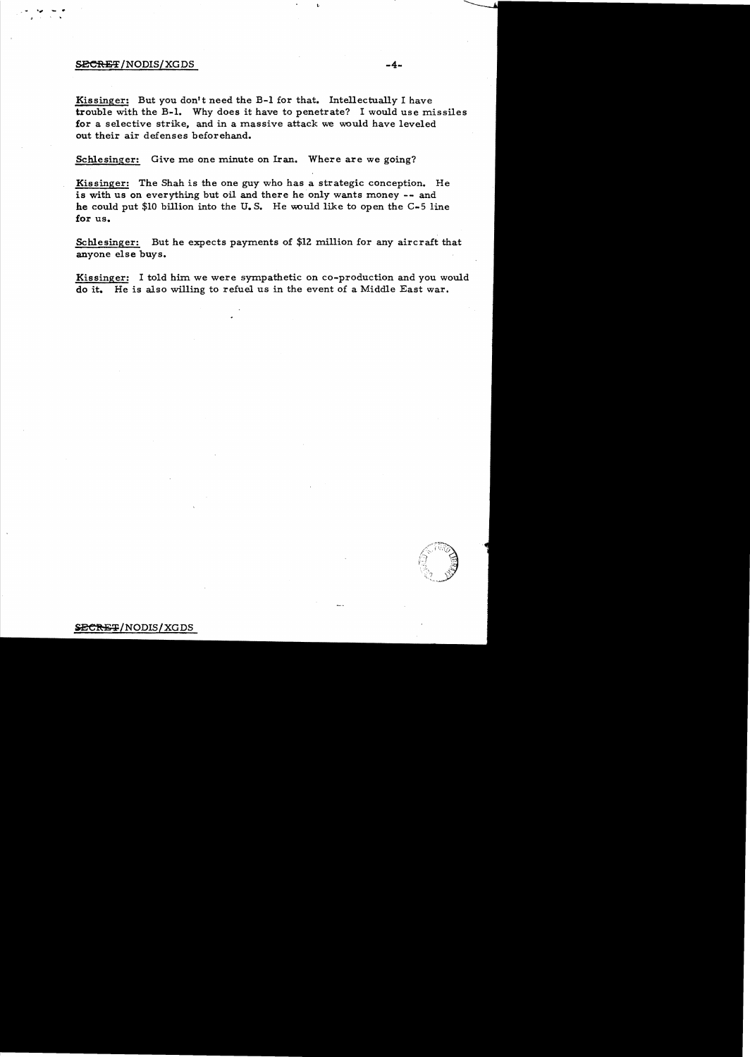Kissinger: But you don't need the B-1 for that. Intellectually I have trouble with the B-1. Why does it have to penetrate? I would use missiles for a selective strike, and in a massive attack we would have leveled out their air defenses beforehand.

Schlesinger: Give me one minute on Iran. Where are we going?

Kissinger: The Shah is the one guy who has a strategic conception. He is with us on everything but oil and there he only wants money -- and he could put $10 billion into the U.S. He would like to open the C-5 line for us.

Schlesinger: But he expects payments of $12 million for any aircraft that anyone else buys.

Kissinger: I told him we were sympathetic on co-production and you would do it. He is also willing to refuel us in the event of a Middle East war.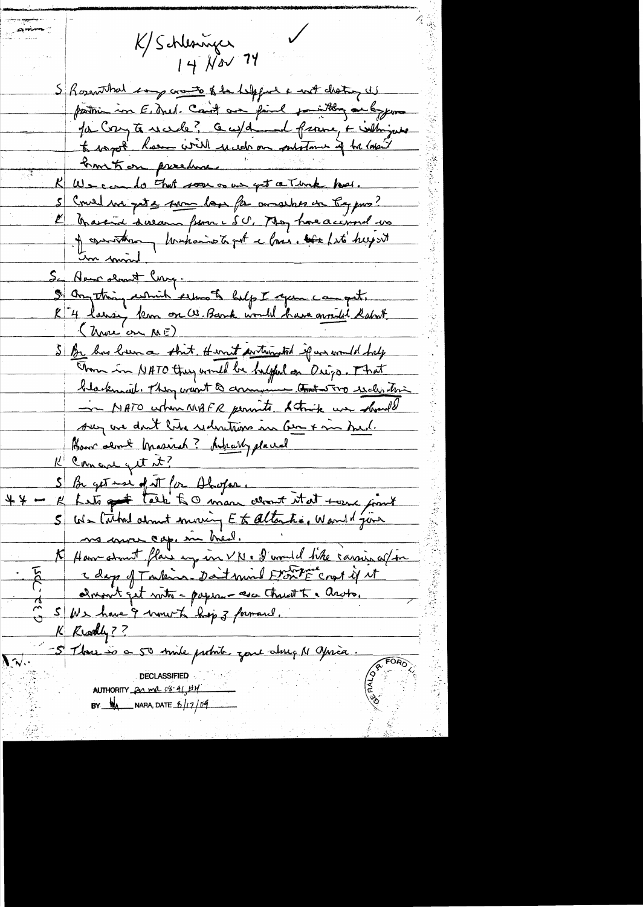K/Schlesinger ✓
14 Nov 74

S Rosenthal says wants to be helpful & not destroy US position in E. Med. Can't we find something on Cyprus for Cong to work? Could demand freeze, + withdrawal to report. Rosen will work on substance of the law to hang it on procedure.

K We can do that soon as we get a Turk pres.

S Could we get a turn loose for armaments in Cyprus?

K Greece's demand from SC. They have accused us of overthrowing Makarios to get a base. Let's keep it in mind.

S How about Cong.

S Anything which seems to help I can get.

K 4 lousy items on W. Bank would have avoided Rabat. (more on ME)

S Br has been a shit. Havnt anticipated if we would help them in NATO they would be helpful on Diego. That blackmail. They want to announce that two reductions in NATO when MBFR permits. I think we should say we don't like reductions in Ger + in Med. How about Masirah? Adequately placed

K Can we get it?

S Br get use of it for Dhofar.

** — K Lets talk to O man about it at some point

S We talked about moving E to Atlantic. Would join us more cap. in Med.

K How about flare up in VN. I would like carrier off in a days of Tunkin. Don't mind Enterprise coast if it doesn't get into papers — esp Thieu + Arabs.

S We have 9 more to keep 3 forward.

K Really??

S There is a 50 mile prohib. zone along N Africa.

DECLASSIFIED
AUTHORITY per MR 08-91, #4
BY [initials] NARA, DATE 6/17/09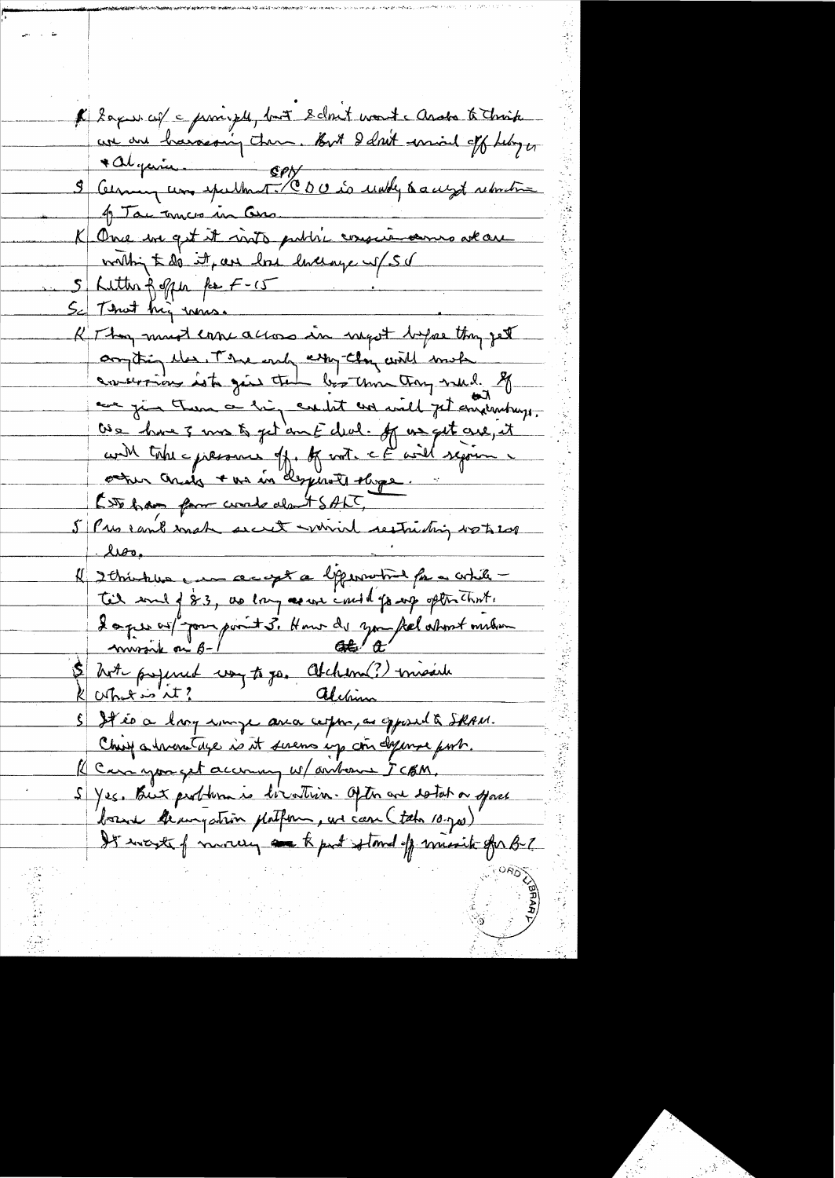K I agree w/ c principle, but I don't want c Arabs to think we are harassing them. But I don't mind off liberty w/ Algeria.

S Germany was excellent. CDU is really a careful rendition of Tax Tmes in Gmn.

K Once we got it into public consciousness we are willing to do it, are lose leverage w/ SU

S Letter of offer for F-15

Sc That was

K They must come across in Egypt before they get anything else. The only way they will make concessions is to give them less than they need. If we give them a lot, we will get embarrassment. We have 3 ways to get an E deal. If we get one, it will take c pressure off. If not, c E will rejoin c other Arabs + we in desperate shape.

K to have four words about SALT.

S Pres can't make secret unwritten restriction not to use.

K I think we can accept a limitation for a while — til end of 83, as long as we could go up after that. I agree w/ your point 3. How do you feel about medium missile on B-1

S Not preferred way to go. Alchem(?) missile

K What is it? Alchim

S It is a long range area weapon, as opposed to SRAM. Chief advantage is it seems up our defense part.

K Can you get accuracy w/ airborne ICBM.

S Yes. But problem is location. After are sent on space based navigation platform, we can (take 10-20) It waste of money to put stand off missile on B-1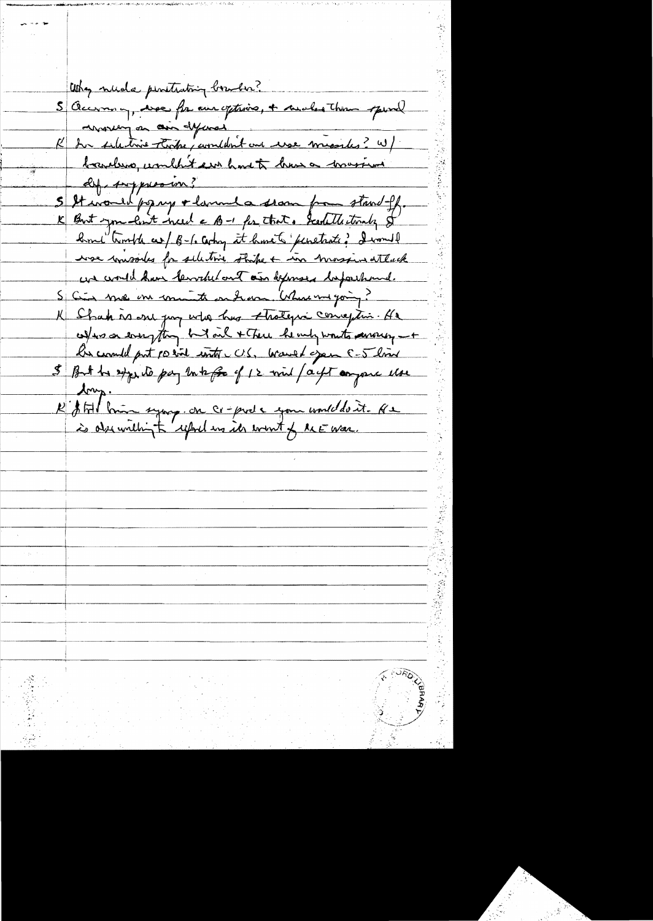Why need a penetrating bomber?

S Economy, more for our options, & makes them spend money on air defense

K In selective strike, wouldn't we use missiles? W/ bombers, wouldn't we have to have a massive def. suppression?

S It would pop up & launch a SRAM from stand-off.

K But you don't need a B-1 for that. Realistically I have trouble w/ B-1. Why it has to penetrate? I would use missiles for selective strike & in massive attack we would have knocked out air defenses beforehand.

S Give me one minute on Iran. Where are we going?

K Shah is one guy who has strategic conception. He w/us on everything but oil & there he only wants money — & he would put 10 bil into US. Would open C-5 line

S But he expects to pay 1/2 of 12 mil / acft anyone else long.

K I told him sympathetic on co-prod & you would do it. He is also willing to uphold us in event of ME war.